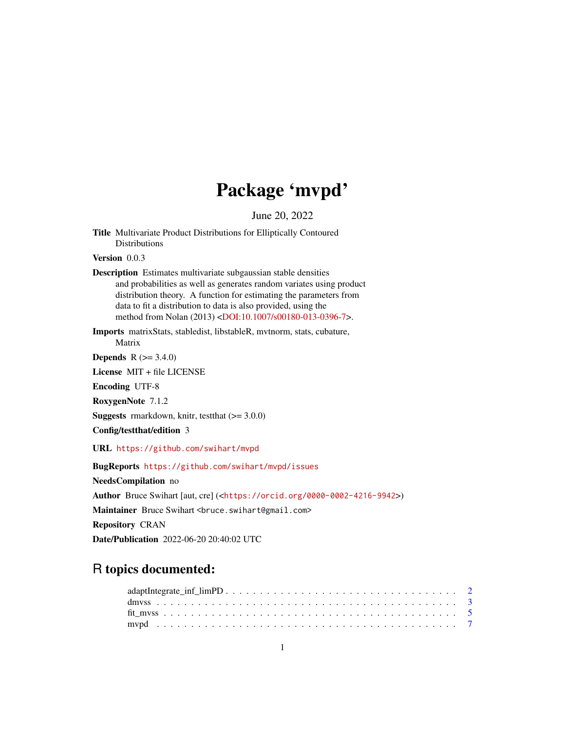# Package 'mvpd'

June 20, 2022

**Title** Multivariate Product Distributions for Elliptically Contoured Distributions

**Version** 0.0.3

**Description** Estimates multivariate subgaussian stable densities and probabilities as well as generates random variates using product distribution theory. A function for estimating the parameters from data to fit a distribution to data is also provided, using the method from Nolan (2013) <DOI:10.1007/s00180-013-0396-7>.

**Imports** matrixStats, stabledist, libstableR, mvtnorm, stats, cubature, Matrix

**Depends** R (>= 3.4.0)

**License** MIT + file LICENSE

**Encoding** UTF-8

**RoxygenNote** 7.1.2

**Suggests** rmarkdown, knitr, testthat (>= 3.0.0)

**Config/testthat/edition** 3

**URL** https://github.com/swihart/mvpd

**BugReports** https://github.com/swihart/mvpd/issues

**NeedsCompilation** no

**Author** Bruce Swihart [aut, cre] (<https://orcid.org/0000-0002-4216-9942>)

**Maintainer** Bruce Swihart <bruce.swihart@gmail.com>

**Repository** CRAN

**Date/Publication** 2022-06-20 20:40:02 UTC

## R topics documented:

- adaptIntegrate_inf_limPD . . . . . . . . . . . . . . . . . . . . . . . . . . . . . . . . 2
- dmvss . . . . . . . . . . . . . . . . . . . . . . . . . . . . . . . . . . . . . . . . . . . 3
- fit_mvss . . . . . . . . . . . . . . . . . . . . . . . . . . . . . . . . . . . . . . . . . . 5
- mvpd . . . . . . . . . . . . . . . . . . . . . . . . . . . . . . . . . . . . . . . . . . . 7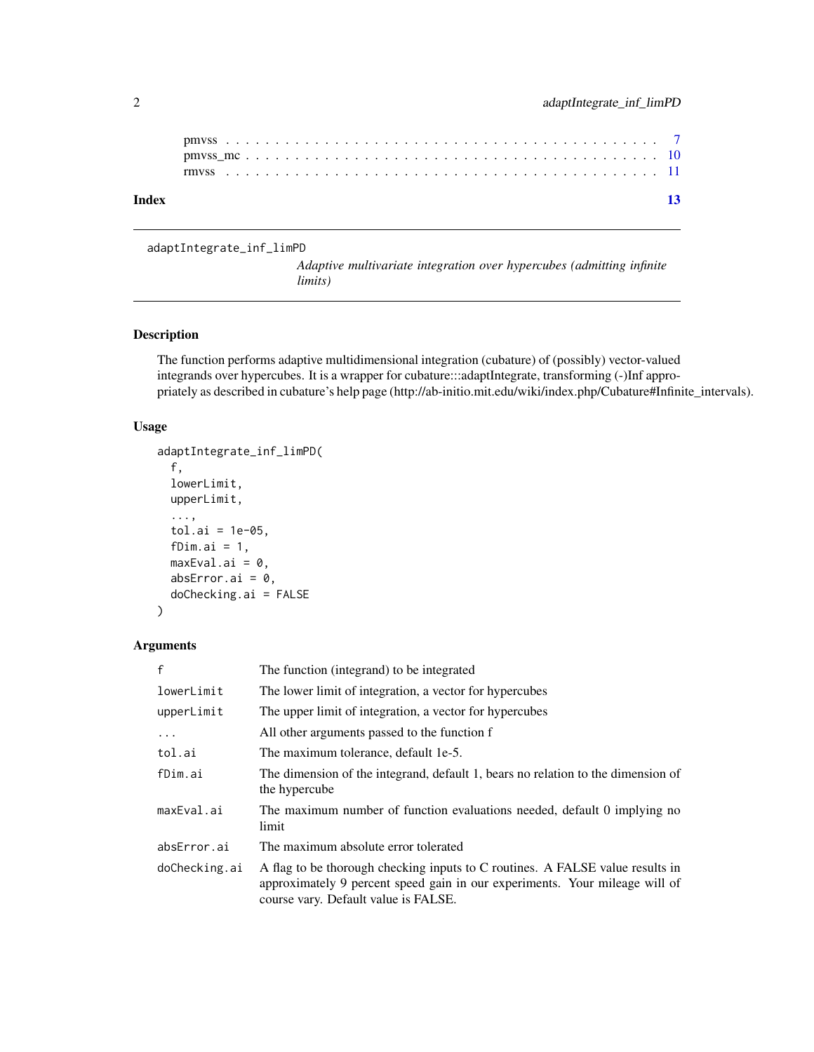pmvss . . . . . . . . . . . . . . . . . . . . . . . . . . . . . . . . . . . . . . . . 7
pmvss_mc . . . . . . . . . . . . . . . . . . . . . . . . . . . . . . . . . . . . . . 10
rmvss . . . . . . . . . . . . . . . . . . . . . . . . . . . . . . . . . . . . . . . . 11

**Index** **13**

---

`adaptIntegrate_inf_limPD` *Adaptive multivariate integration over hypercubes (admitting infinite limits)*

---

## Description

The function performs adaptive multidimensional integration (cubature) of (possibly) vector-valued integrands over hypercubes. It is a wrapper for cubature:::adaptIntegrate, transforming (-)Inf appropriately as described in cubature's help page (http://ab-initio.mit.edu/wiki/index.php/Cubature#Infinite_intervals).

## Usage

```
adaptIntegrate_inf_limPD(
  f,
  lowerLimit,
  upperLimit,
  ...,
  tol.ai = 1e-05,
  fDim.ai = 1,
  maxEval.ai = 0,
  absError.ai = 0,
  doChecking.ai = FALSE
)
```

## Arguments

| | |
|---|---|
| `f` | The function (integrand) to be integrated |
| `lowerLimit` | The lower limit of integration, a vector for hypercubes |
| `upperLimit` | The upper limit of integration, a vector for hypercubes |
| `...` | All other arguments passed to the function f |
| `tol.ai` | The maximum tolerance, default 1e-5. |
| `fDim.ai` | The dimension of the integrand, default 1, bears no relation to the dimension of the hypercube |
| `maxEval.ai` | The maximum number of function evaluations needed, default 0 implying no limit |
| `absError.ai` | The maximum absolute error tolerated |
| `doChecking.ai` | A flag to be thorough checking inputs to C routines. A FALSE value results in approximately 9 percent speed gain in our experiments. Your mileage will of course vary. Default value is FALSE. |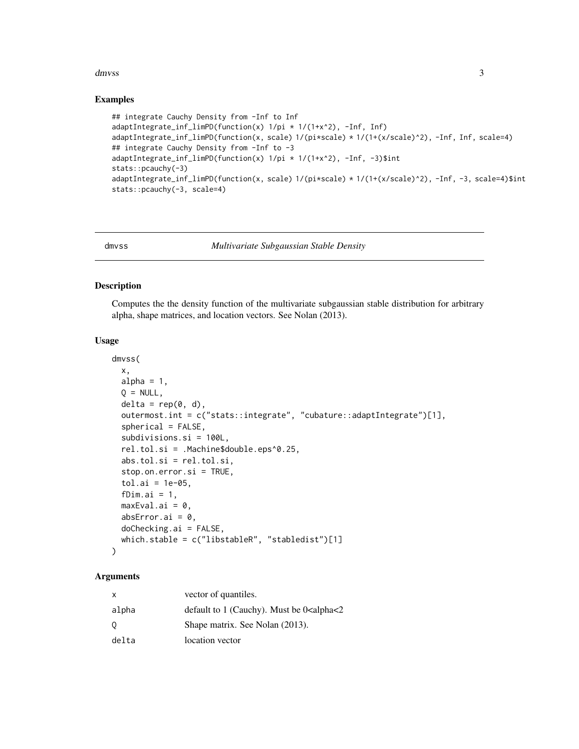### Examples

```
## integrate Cauchy Density from -Inf to Inf
adaptIntegrate_inf_limPD(function(x) 1/pi * 1/(1+x^2), -Inf, Inf)
adaptIntegrate_inf_limPD(function(x, scale) 1/(pi*scale) * 1/(1+(x/scale)^2), -Inf, Inf, scale=4)
## integrate Cauchy Density from -Inf to -3
adaptIntegrate_inf_limPD(function(x) 1/pi * 1/(1+x^2), -Inf, -3)$int
stats::pcauchy(-3)
adaptIntegrate_inf_limPD(function(x, scale) 1/(pi*scale) * 1/(1+(x/scale)^2), -Inf, -3, scale=4)$int
stats::pcauchy(-3, scale=4)
```

---

## dmvss — *Multivariate Subgaussian Stable Density*

---

### Description

Computes the the density function of the multivariate subgaussian stable distribution for arbitrary alpha, shape matrices, and location vectors. See Nolan (2013).

### Usage

```
dmvss(
  x,
  alpha = 1,
  Q = NULL,
  delta = rep(0, d),
  outermost.int = c("stats::integrate", "cubature::adaptIntegrate")[1],
  spherical = FALSE,
  subdivisions.si = 100L,
  rel.tol.si = .Machine$double.eps^0.25,
  abs.tol.si = rel.tol.si,
  stop.on.error.si = TRUE,
  tol.ai = 1e-05,
  fDim.ai = 1,
  maxEval.ai = 0,
  absError.ai = 0,
  doChecking.ai = FALSE,
  which.stable = c("libstableR", "stabledist")[1]
)
```

### Arguments

| | |
|---|---|
| x | vector of quantiles. |
| alpha | default to 1 (Cauchy). Must be 0<alpha<2 |
| Q | Shape matrix. See Nolan (2013). |
| delta | location vector |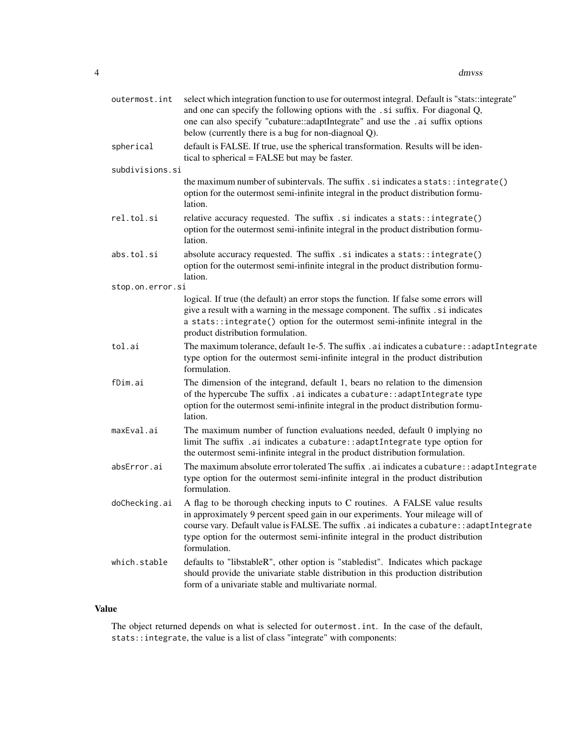| | |
|---|---|
| `outermost.int` | select which integration function to use for outermost integral. Default is "stats::integrate" and one can specify the following options with the `.si` suffix. For diagonal Q, one can also specify "cubature::adaptIntegrate" and use the `.ai` suffix options below (currently there is a bug for non-diagnoal Q). |
| `spherical` | default is FALSE. If true, use the spherical transformation. Results will be identical to spherical = FALSE but may be faster. |
| `subdivisions.si` | the maximum number of subintervals. The suffix `.si` indicates a `stats::integrate()` option for the outermost semi-infinite integral in the product distribution formulation. |
| `rel.tol.si` | relative accuracy requested. The suffix `.si` indicates a `stats::integrate()` option for the outermost semi-infinite integral in the product distribution formulation. |
| `abs.tol.si` | absolute accuracy requested. The suffix `.si` indicates a `stats::integrate()` option for the outermost semi-infinite integral in the product distribution formulation. |
| `stop.on.error.si` | logical. If true (the default) an error stops the function. If false some errors will give a result with a warning in the message component. The suffix `.si` indicates a `stats::integrate()` option for the outermost semi-infinite integral in the product distribution formulation. |
| `tol.ai` | The maximum tolerance, default 1e-5. The suffix `.ai` indicates a `cubature::adaptIntegrate` type option for the outermost semi-infinite integral in the product distribution formulation. |
| `fDim.ai` | The dimension of the integrand, default 1, bears no relation to the dimension of the hypercube The suffix `.ai` indicates a `cubature::adaptIntegrate` type option for the outermost semi-infinite integral in the product distribution formulation. |
| `maxEval.ai` | The maximum number of function evaluations needed, default 0 implying no limit The suffix `.ai` indicates a `cubature::adaptIntegrate` type option for the outermost semi-infinite integral in the product distribution formulation. |
| `absError.ai` | The maximum absolute error tolerated The suffix `.ai` indicates a `cubature::adaptIntegrate` type option for the outermost semi-infinite integral in the product distribution formulation. |
| `doChecking.ai` | A flag to be thorough checking inputs to C routines. A FALSE value results in approximately 9 percent speed gain in our experiments. Your mileage will of course vary. Default value is FALSE. The suffix `.ai` indicates a `cubature::adaptIntegrate` type option for the outermost semi-infinite integral in the product distribution formulation. |
| `which.stable` | defaults to "libstableR", other option is "stabledist". Indicates which package should provide the univariate stable distribution in this production distribution form of a univariate stable and multivariate normal. |

## Value

The object returned depends on what is selected for `outermost.int`. In the case of the default, `stats::integrate`, the value is a list of class "integrate" with components: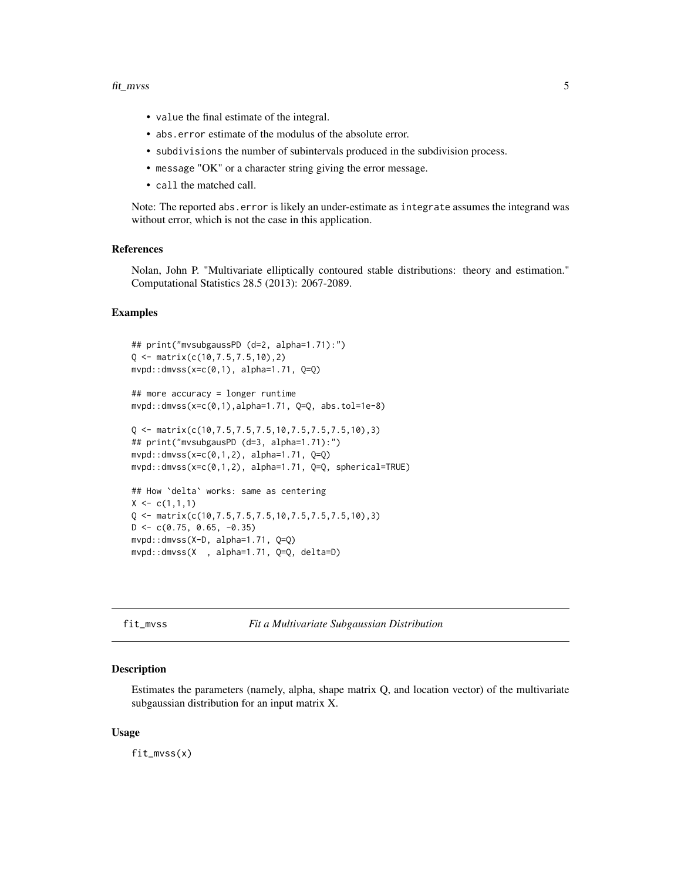- `value` the final estimate of the integral.
- `abs.error` estimate of the modulus of the absolute error.
- `subdivisions` the number of subintervals produced in the subdivision process.
- `message` "OK" or a character string giving the error message.
- `call` the matched call.

Note: The reported `abs.error` is likely an under-estimate as `integrate` assumes the integrand was without error, which is not the case in this application.

### References

Nolan, John P. "Multivariate elliptically contoured stable distributions: theory and estimation." Computational Statistics 28.5 (2013): 2067-2089.

### Examples

```
## print("mvsubgaussPD (d=2, alpha=1.71):")
Q <- matrix(c(10,7.5,7.5,10),2)
mvpd::dmvss(x=c(0,1), alpha=1.71, Q=Q)

## more accuracy = longer runtime
mvpd::dmvss(x=c(0,1),alpha=1.71, Q=Q, abs.tol=1e-8)

Q <- matrix(c(10,7.5,7.5,7.5,10,7.5,7.5,7.5,10),3)
## print("mvsubgausPD (d=3, alpha=1.71):")
mvpd::dmvss(x=c(0,1,2), alpha=1.71, Q=Q)
mvpd::dmvss(x=c(0,1,2), alpha=1.71, Q=Q, spherical=TRUE)

## How `delta` works: same as centering
X <- c(1,1,1)
Q <- matrix(c(10,7.5,7.5,7.5,10,7.5,7.5,7.5,10),3)
D <- c(0.75, 0.65, -0.35)
mvpd::dmvss(X-D, alpha=1.71, Q=Q)
mvpd::dmvss(X  , alpha=1.71, Q=Q, delta=D)
```

---

## fit_mvss — *Fit a Multivariate Subgaussian Distribution*

### Description

Estimates the parameters (namely, alpha, shape matrix Q, and location vector) of the multivariate subgaussian distribution for an input matrix X.

### Usage

```
fit_mvss(x)
```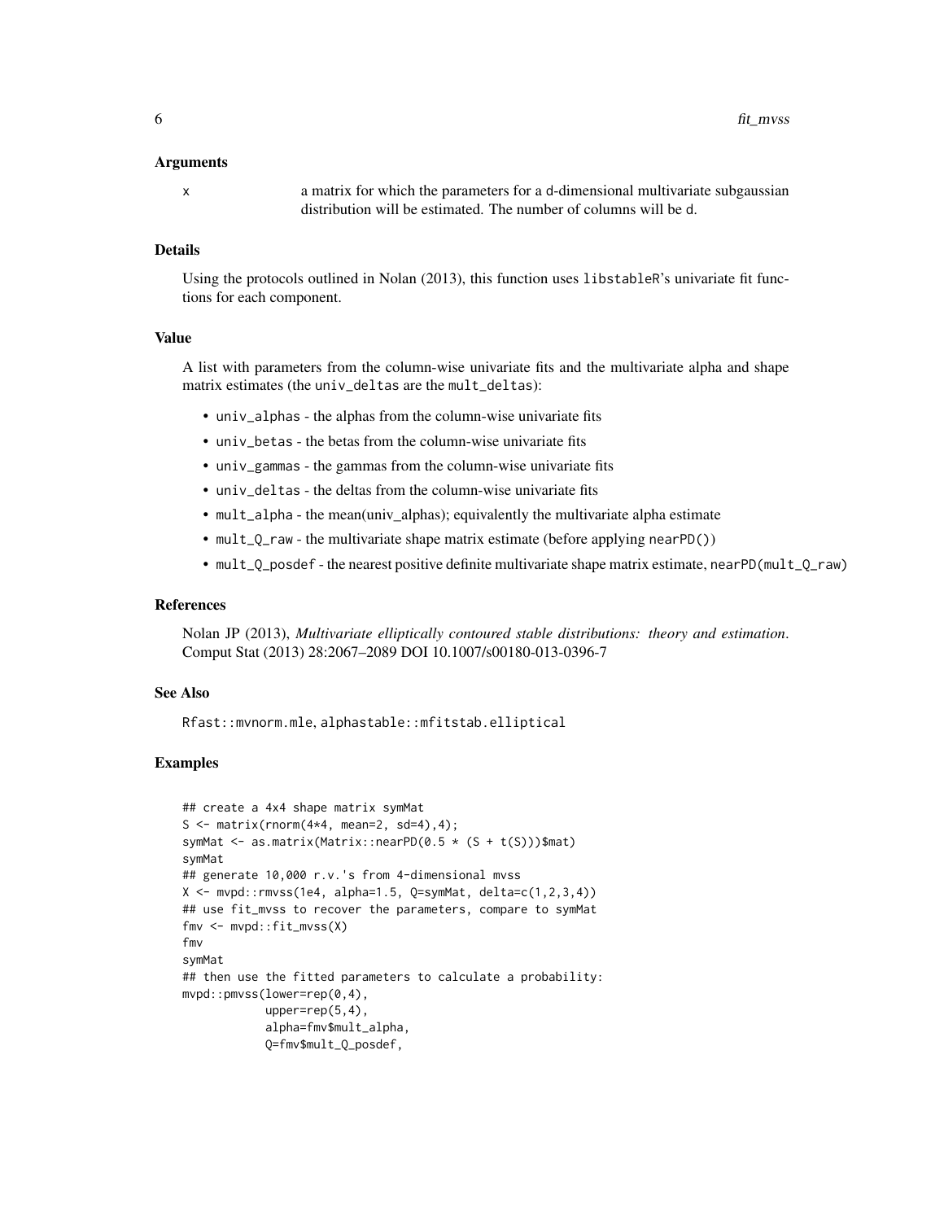### Arguments

x a matrix for which the parameters for a d-dimensional multivariate subgaussian distribution will be estimated. The number of columns will be d.

### Details

Using the protocols outlined in Nolan (2013), this function uses libstableR's univariate fit functions for each component.

### Value

A list with parameters from the column-wise univariate fits and the multivariate alpha and shape matrix estimates (the univ_deltas are the mult_deltas):

- univ_alphas - the alphas from the column-wise univariate fits
- univ_betas - the betas from the column-wise univariate fits
- univ_gammas - the gammas from the column-wise univariate fits
- univ_deltas - the deltas from the column-wise univariate fits
- mult_alpha - the mean(univ_alphas); equivalently the multivariate alpha estimate
- mult_Q_raw - the multivariate shape matrix estimate (before applying nearPD())
- mult_Q_posdef - the nearest positive definite multivariate shape matrix estimate, nearPD(mult_Q_raw)

### References

Nolan JP (2013), *Multivariate elliptically contoured stable distributions: theory and estimation*. Comput Stat (2013) 28:2067–2089 DOI 10.1007/s00180-013-0396-7

### See Also

Rfast::mvnorm.mle, alphastable::mfitstab.elliptical

### Examples

```
## create a 4x4 shape matrix symMat
S <- matrix(rnorm(4*4, mean=2, sd=4),4);
symMat <- as.matrix(Matrix::nearPD(0.5 * (S + t(S)))$mat)
symMat
## generate 10,000 r.v.'s from 4-dimensional mvss
X <- mvpd::rmvss(1e4, alpha=1.5, Q=symMat, delta=c(1,2,3,4))
## use fit_mvss to recover the parameters, compare to symMat
fmv <- mvpd::fit_mvss(X)
fmv
symMat
## then use the fitted parameters to calculate a probability:
mvpd::pmvss(lower=rep(0,4),
            upper=rep(5,4),
            alpha=fmv$mult_alpha,
            Q=fmv$mult_Q_posdef,
```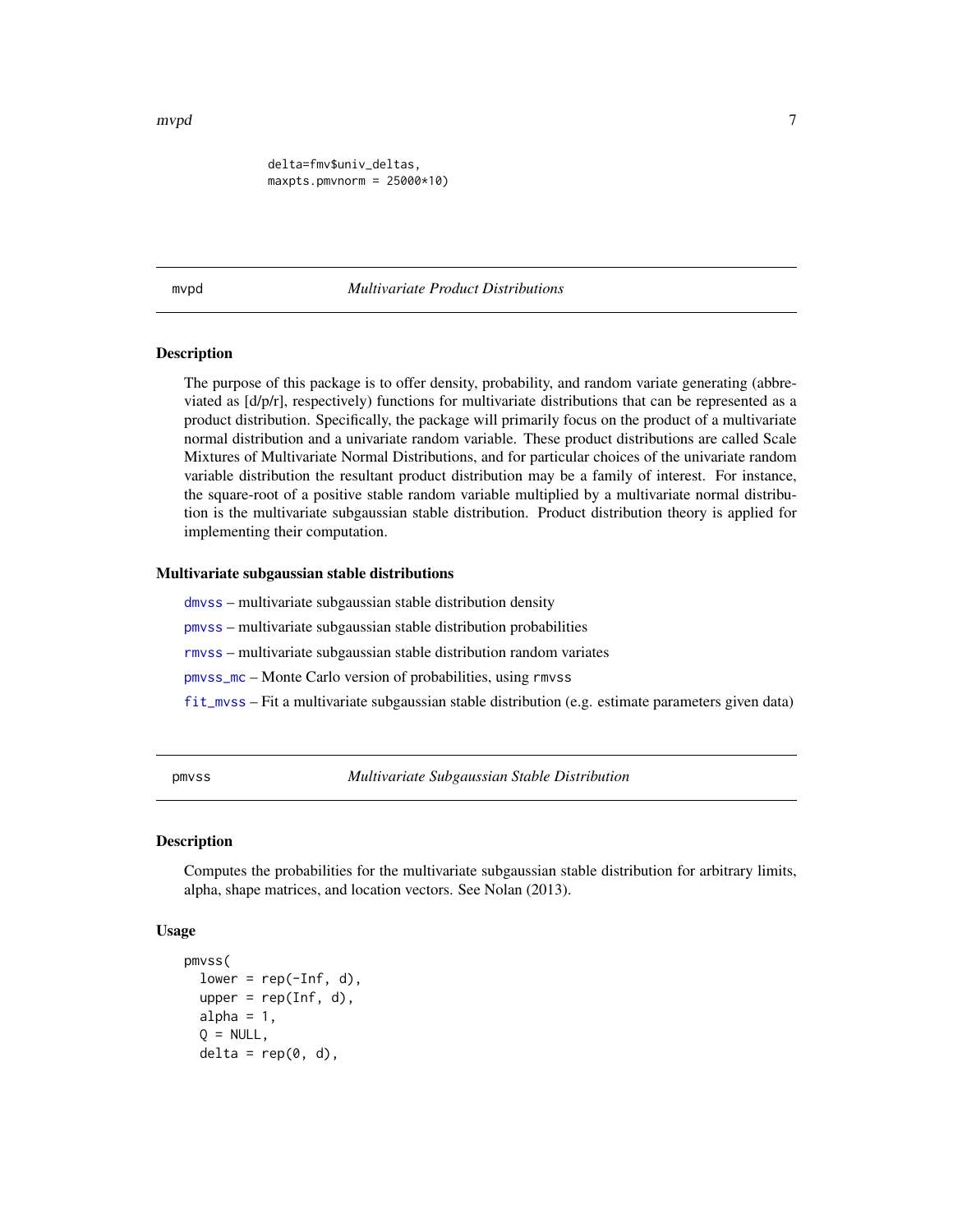```
delta=fmv$univ_deltas,
maxpts.pmvnorm = 25000*10)
```

## mvpd — *Multivariate Product Distributions*

### Description

The purpose of this package is to offer density, probability, and random variate generating (abbreviated as [d/p/r], respectively) functions for multivariate distributions that can be represented as a product distribution. Specifically, the package will primarily focus on the product of a multivariate normal distribution and a univariate random variable. These product distributions are called Scale Mixtures of Multivariate Normal Distributions, and for particular choices of the univariate random variable distribution the resultant product distribution may be a family of interest. For instance, the square-root of a positive stable random variable multiplied by a multivariate normal distribution is the multivariate subgaussian stable distribution. Product distribution theory is applied for implementing their computation.

### Multivariate subgaussian stable distributions

- `dmvss` – multivariate subgaussian stable distribution density
- `pmvss` – multivariate subgaussian stable distribution probabilities
- `rmvss` – multivariate subgaussian stable distribution random variates
- `pmvss_mc` – Monte Carlo version of probabilities, using `rmvss`
- `fit_mvss` – Fit a multivariate subgaussian stable distribution (e.g. estimate parameters given data)

## pmvss — *Multivariate Subgaussian Stable Distribution*

### Description

Computes the probabilities for the multivariate subgaussian stable distribution for arbitrary limits, alpha, shape matrices, and location vectors. See Nolan (2013).

### Usage

```
pmvss(
  lower = rep(-Inf, d),
  upper = rep(Inf, d),
  alpha = 1,
  Q = NULL,
  delta = rep(0, d),
```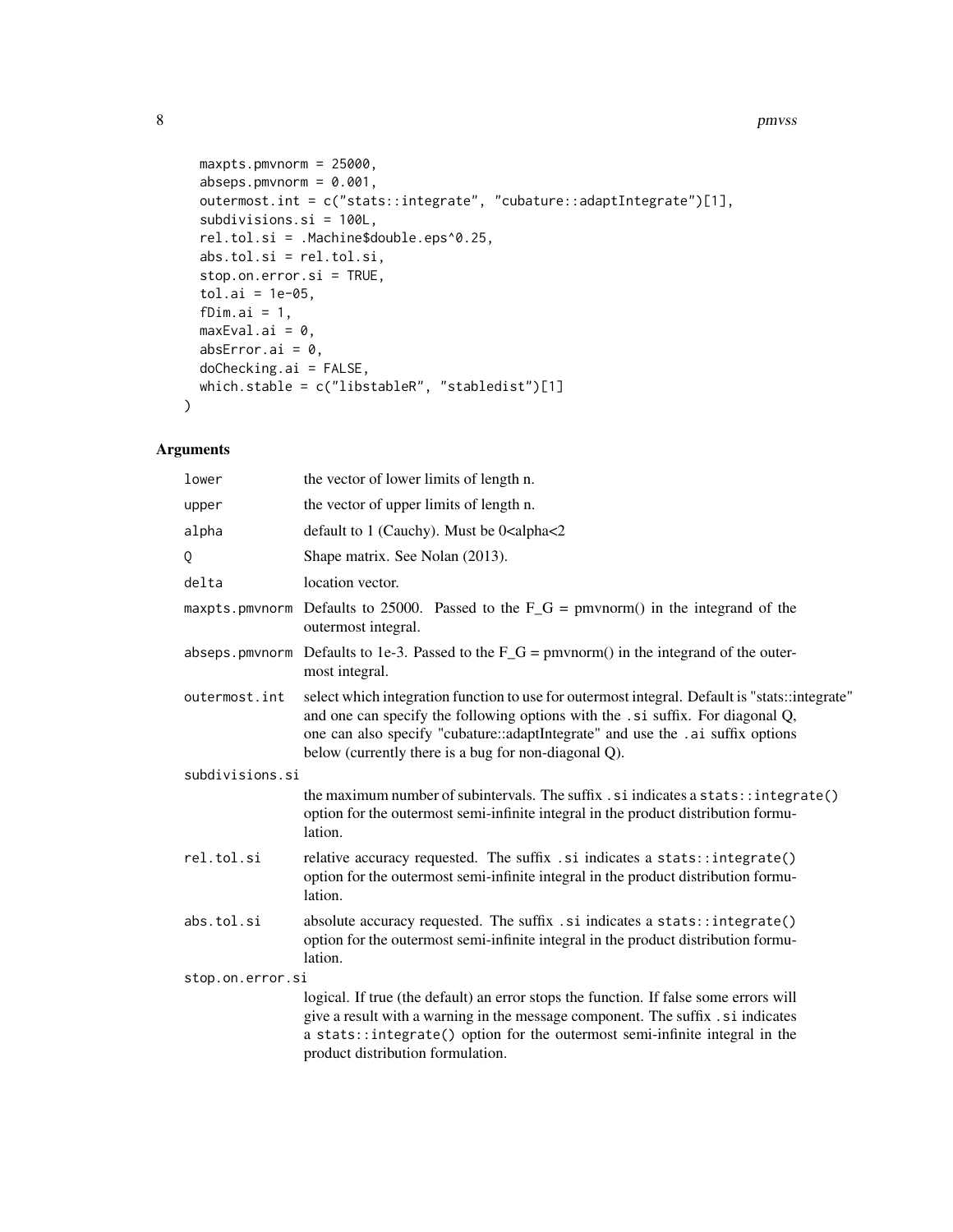```
  maxpts.pmvnorm = 25000,
  abseps.pmvnorm = 0.001,
  outermost.int = c("stats::integrate", "cubature::adaptIntegrate")[1],
  subdivisions.si = 100L,
  rel.tol.si = .Machine$double.eps^0.25,
  abs.tol.si = rel.tol.si,
  stop.on.error.si = TRUE,
  tol.ai = 1e-05,
  fDim.ai = 1,
  maxEval.ai = 0,
  absError.ai = 0,
  doChecking.ai = FALSE,
  which.stable = c("libstableR", "stabledist")[1]
)
```

## Arguments

| | |
|---|---|
| `lower` | the vector of lower limits of length n. |
| `upper` | the vector of upper limits of length n. |
| `alpha` | default to 1 (Cauchy). Must be 0<alpha<2 |
| `Q` | Shape matrix. See Nolan (2013). |
| `delta` | location vector. |
| `maxpts.pmvnorm` | Defaults to 25000. Passed to the F_G = pmvnorm() in the integrand of the outermost integral. |
| `abseps.pmvnorm` | Defaults to 1e-3. Passed to the F_G = pmvnorm() in the integrand of the outermost integral. |
| `outermost.int` | select which integration function to use for outermost integral. Default is "stats::integrate" and one can specify the following options with the `.si` suffix. For diagonal Q, one can also specify "cubature::adaptIntegrate" and use the `.ai` suffix options below (currently there is a bug for non-diagonal Q). |
| `subdivisions.si` | the maximum number of subintervals. The suffix `.si` indicates a `stats::integrate()` option for the outermost semi-infinite integral in the product distribution formulation. |
| `rel.tol.si` | relative accuracy requested. The suffix `.si` indicates a `stats::integrate()` option for the outermost semi-infinite integral in the product distribution formulation. |
| `abs.tol.si` | absolute accuracy requested. The suffix `.si` indicates a `stats::integrate()` option for the outermost semi-infinite integral in the product distribution formulation. |
| `stop.on.error.si` | logical. If true (the default) an error stops the function. If false some errors will give a result with a warning in the message component. The suffix `.si` indicates a `stats::integrate()` option for the outermost semi-infinite integral in the product distribution formulation. |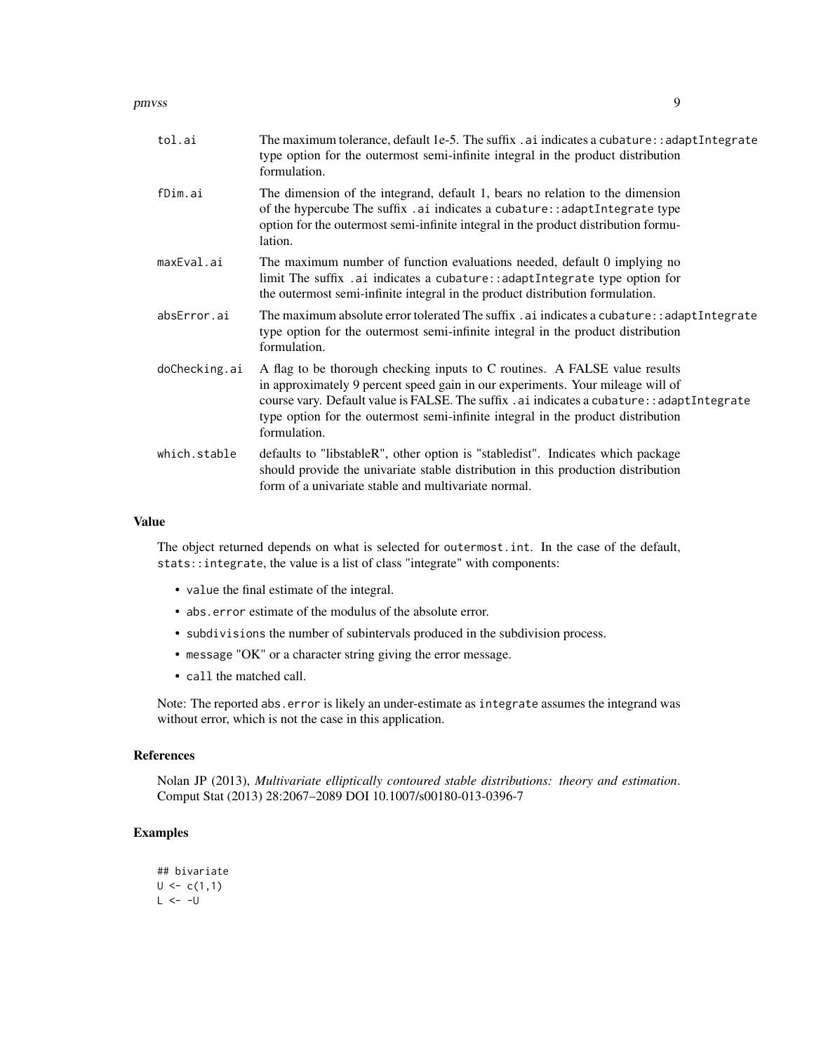| | |
|---|---|
| tol.ai | The maximum tolerance, default 1e-5. The suffix `.ai` indicates a `cubature::adaptIntegrate` type option for the outermost semi-infinite integral in the product distribution formulation. |
| fDim.ai | The dimension of the integrand, default 1, bears no relation to the dimension of the hypercube The suffix `.ai` indicates a `cubature::adaptIntegrate` type option for the outermost semi-infinite integral in the product distribution formulation. |
| maxEval.ai | The maximum number of function evaluations needed, default 0 implying no limit The suffix `.ai` indicates a `cubature::adaptIntegrate` type option for the outermost semi-infinite integral in the product distribution formulation. |
| absError.ai | The maximum absolute error tolerated The suffix `.ai` indicates a `cubature::adaptIntegrate` type option for the outermost semi-infinite integral in the product distribution formulation. |
| doChecking.ai | A flag to be thorough checking inputs to C routines. A FALSE value results in approximately 9 percent speed gain in our experiments. Your mileage will of course vary. Default value is FALSE. The suffix `.ai` indicates a `cubature::adaptIntegrate` type option for the outermost semi-infinite integral in the product distribution formulation. |
| which.stable | defaults to "libstableR", other option is "stabledist". Indicates which package should provide the univariate stable distribution in this production distribution form of a univariate stable and multivariate normal. |

## Value

The object returned depends on what is selected for `outermost.int`. In the case of the default, `stats::integrate`, the value is a list of class "integrate" with components:

- `value` the final estimate of the integral.
- `abs.error` estimate of the modulus of the absolute error.
- `subdivisions` the number of subintervals produced in the subdivision process.
- `message` "OK" or a character string giving the error message.
- `call` the matched call.

Note: The reported `abs.error` is likely an under-estimate as `integrate` assumes the integrand was without error, which is not the case in this application.

## References

Nolan JP (2013), *Multivariate elliptically contoured stable distributions: theory and estimation*. Comput Stat (2013) 28:2067–2089 DOI 10.1007/s00180-013-0396-7

## Examples

```
## bivariate
U <- c(1,1)
L <- -U
```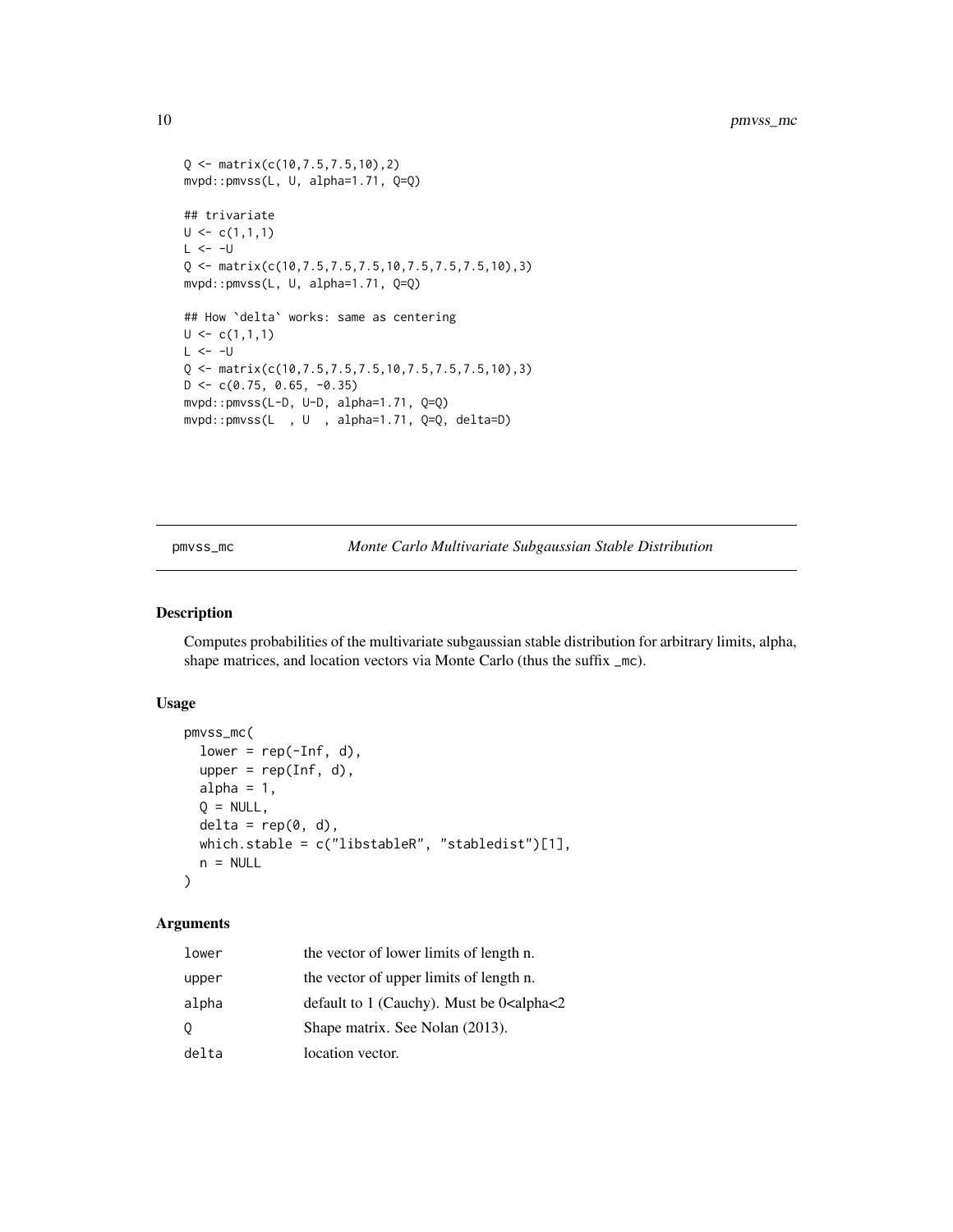```
Q <- matrix(c(10,7.5,7.5,10),2)
mvpd::pmvss(L, U, alpha=1.71, Q=Q)

## trivariate
U <- c(1,1,1)
L <- -U
Q <- matrix(c(10,7.5,7.5,7.5,10,7.5,7.5,7.5,10),3)
mvpd::pmvss(L, U, alpha=1.71, Q=Q)

## How `delta` works: same as centering
U <- c(1,1,1)
L <- -U
Q <- matrix(c(10,7.5,7.5,7.5,10,7.5,7.5,7.5,10),3)
D <- c(0.75, 0.65, -0.35)
mvpd::pmvss(L-D, U-D, alpha=1.71, Q=Q)
mvpd::pmvss(L  , U  , alpha=1.71, Q=Q, delta=D)
```

## pmvss_mc — *Monte Carlo Multivariate Subgaussian Stable Distribution*

### Description

Computes probabilities of the multivariate subgaussian stable distribution for arbitrary limits, alpha, shape matrices, and location vectors via Monte Carlo (thus the suffix _mc).

### Usage

```
pmvss_mc(
  lower = rep(-Inf, d),
  upper = rep(Inf, d),
  alpha = 1,
  Q = NULL,
  delta = rep(0, d),
  which.stable = c("libstableR", "stabledist")[1],
  n = NULL
)
```

### Arguments

| | |
|---|---|
| lower | the vector of lower limits of length n. |
| upper | the vector of upper limits of length n. |
| alpha | default to 1 (Cauchy). Must be 0<alpha<2 |
| Q | Shape matrix. See Nolan (2013). |
| delta | location vector. |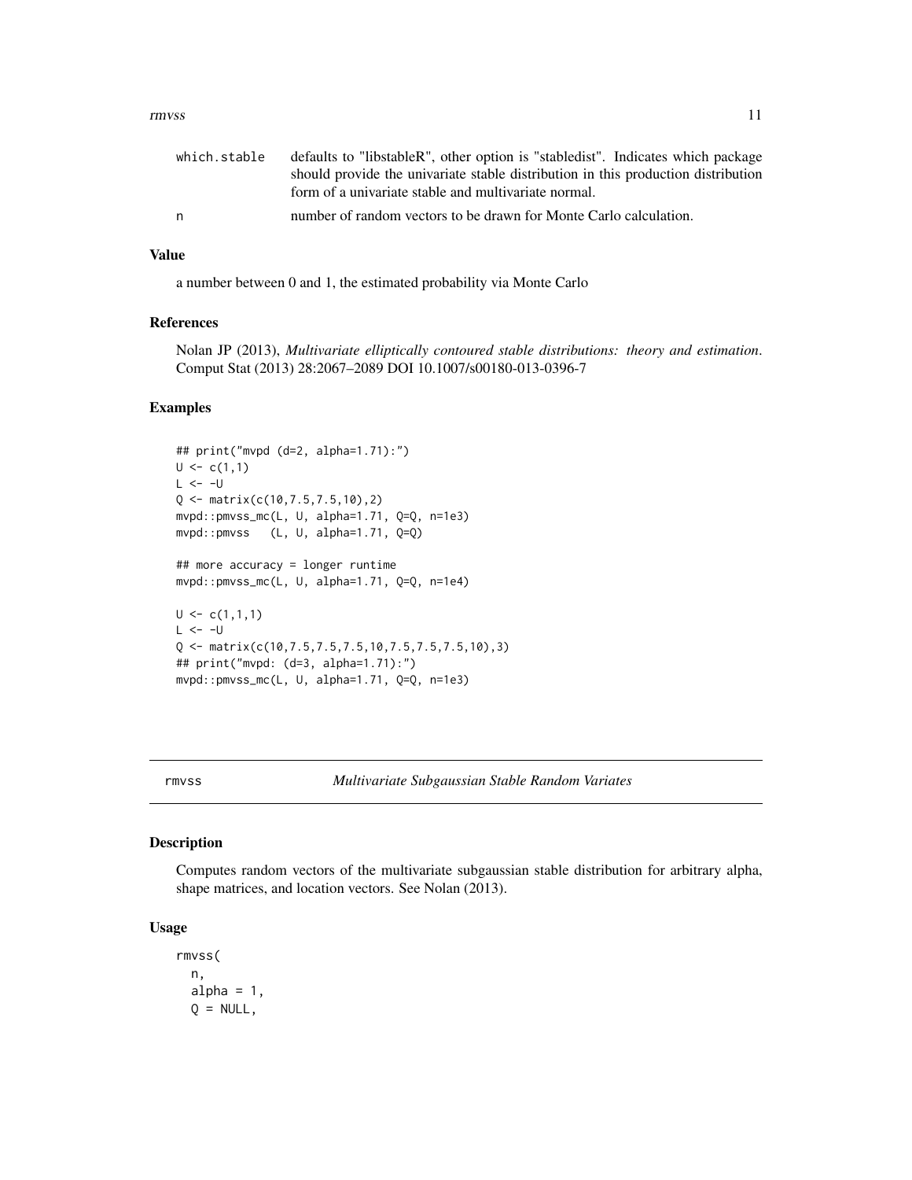| | |
|---|---|
| which.stable | defaults to "libstableR", other option is "stabledist". Indicates which package should provide the univariate stable distribution in this production distribution form of a univariate stable and multivariate normal. |
| n | number of random vectors to be drawn for Monte Carlo calculation. |

### Value

a number between 0 and 1, the estimated probability via Monte Carlo

### References

Nolan JP (2013), *Multivariate elliptically contoured stable distributions: theory and estimation*. Comput Stat (2013) 28:2067–2089 DOI 10.1007/s00180-013-0396-7

### Examples

```
## print("mvpd (d=2, alpha=1.71):")
U <- c(1,1)
L <- -U
Q <- matrix(c(10,7.5,7.5,10),2)
mvpd::pmvss_mc(L, U, alpha=1.71, Q=Q, n=1e3)
mvpd::pmvss   (L, U, alpha=1.71, Q=Q)

## more accuracy = longer runtime
mvpd::pmvss_mc(L, U, alpha=1.71, Q=Q, n=1e4)

U <- c(1,1,1)
L <- -U
Q <- matrix(c(10,7.5,7.5,7.5,10,7.5,7.5,7.5,10),3)
## print("mvpd: (d=3, alpha=1.71):")
mvpd::pmvss_mc(L, U, alpha=1.71, Q=Q, n=1e3)
```

---

## rmvss — *Multivariate Subgaussian Stable Random Variates*

### Description

Computes random vectors of the multivariate subgaussian stable distribution for arbitrary alpha, shape matrices, and location vectors. See Nolan (2013).

### Usage

```
rmvss(
  n,
  alpha = 1,
  Q = NULL,
```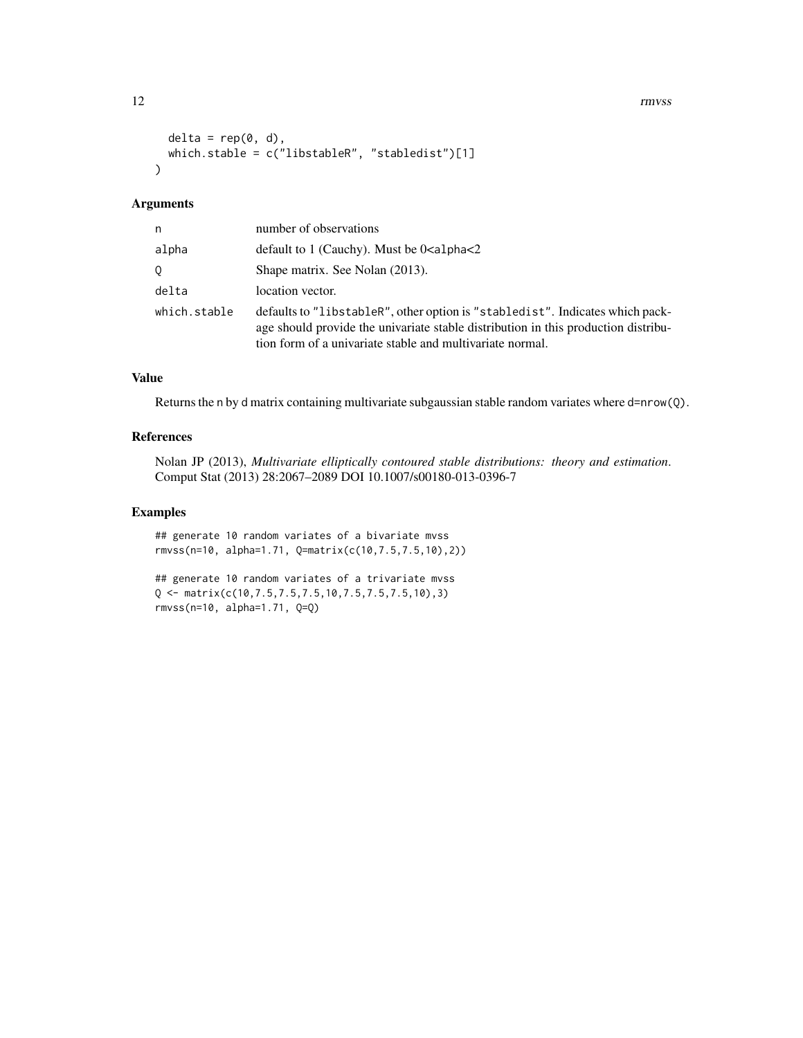```
  delta = rep(0, d),
  which.stable = c("libstableR", "stabledist")[1]
)
```

## Arguments

| | |
|---|---|
| n | number of observations |
| alpha | default to 1 (Cauchy). Must be 0<alpha<2 |
| Q | Shape matrix. See Nolan (2013). |
| delta | location vector. |
| which.stable | defaults to "libstableR", other option is "stabledist". Indicates which package should provide the univariate stable distribution in this production distribution form of a univariate stable and multivariate normal. |

## Value

Returns the n by d matrix containing multivariate subgaussian stable random variates where d=nrow(Q).

## References

Nolan JP (2013), *Multivariate elliptically contoured stable distributions: theory and estimation*. Comput Stat (2013) 28:2067–2089 DOI 10.1007/s00180-013-0396-7

## Examples

```
## generate 10 random variates of a bivariate mvss
rmvss(n=10, alpha=1.71, Q=matrix(c(10,7.5,7.5,10),2))

## generate 10 random variates of a trivariate mvss
Q <- matrix(c(10,7.5,7.5,7.5,10,7.5,7.5,7.5,10),3)
rmvss(n=10, alpha=1.71, Q=Q)
```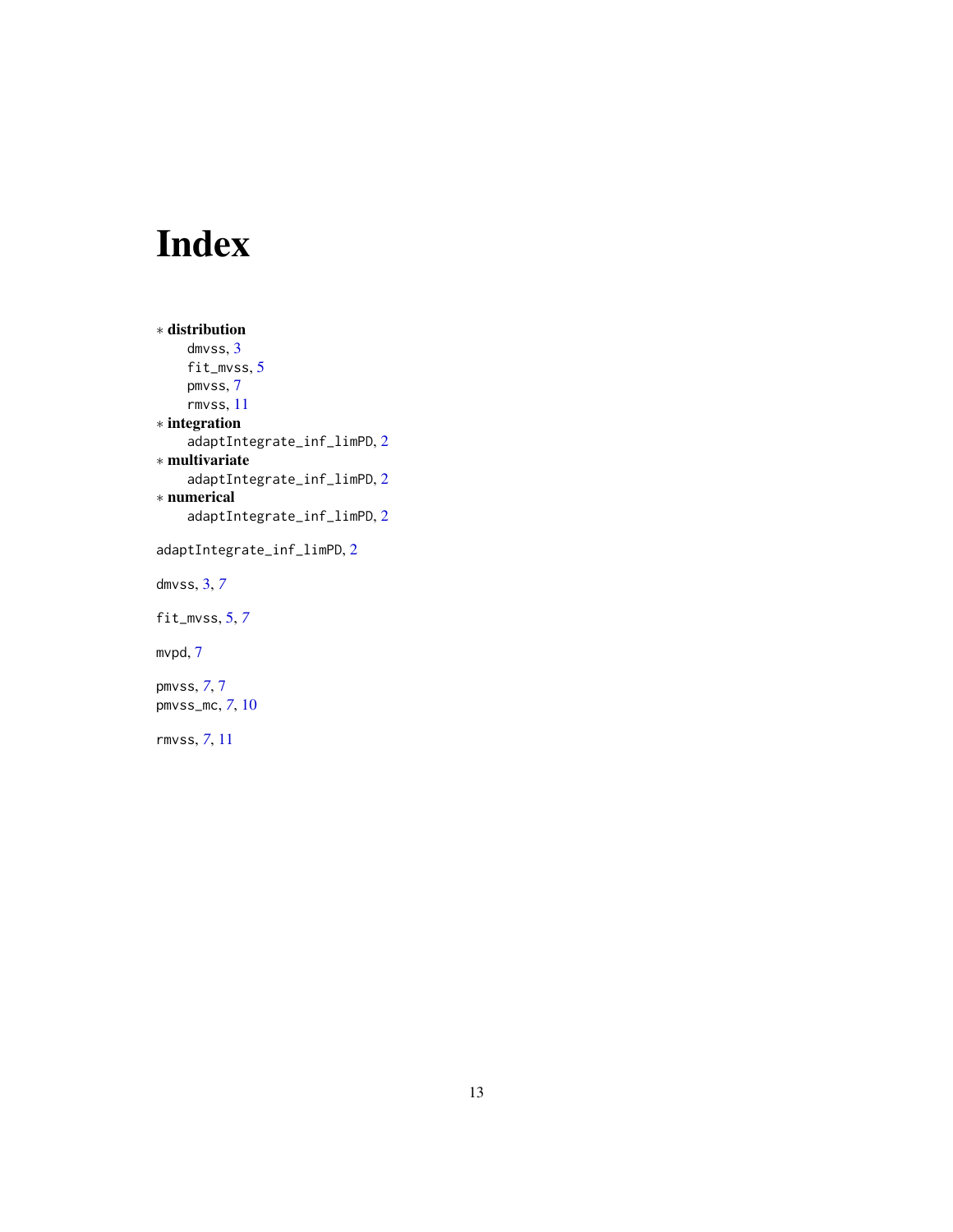# Index

∗ **distribution**
  dmvss, 3
  fit_mvss, 5
  pmvss, 7
  rmvss, 11

∗ **integration**
  adaptIntegrate_inf_limPD, 2

∗ **multivariate**
  adaptIntegrate_inf_limPD, 2

∗ **numerical**
  adaptIntegrate_inf_limPD, 2

adaptIntegrate_inf_limPD, 2

dmvss, 3, *7*

fit_mvss, 5, *7*

mvpd, 7

pmvss, *7*, 7
pmvss_mc, *7*, 10

rmvss, *7*, 11